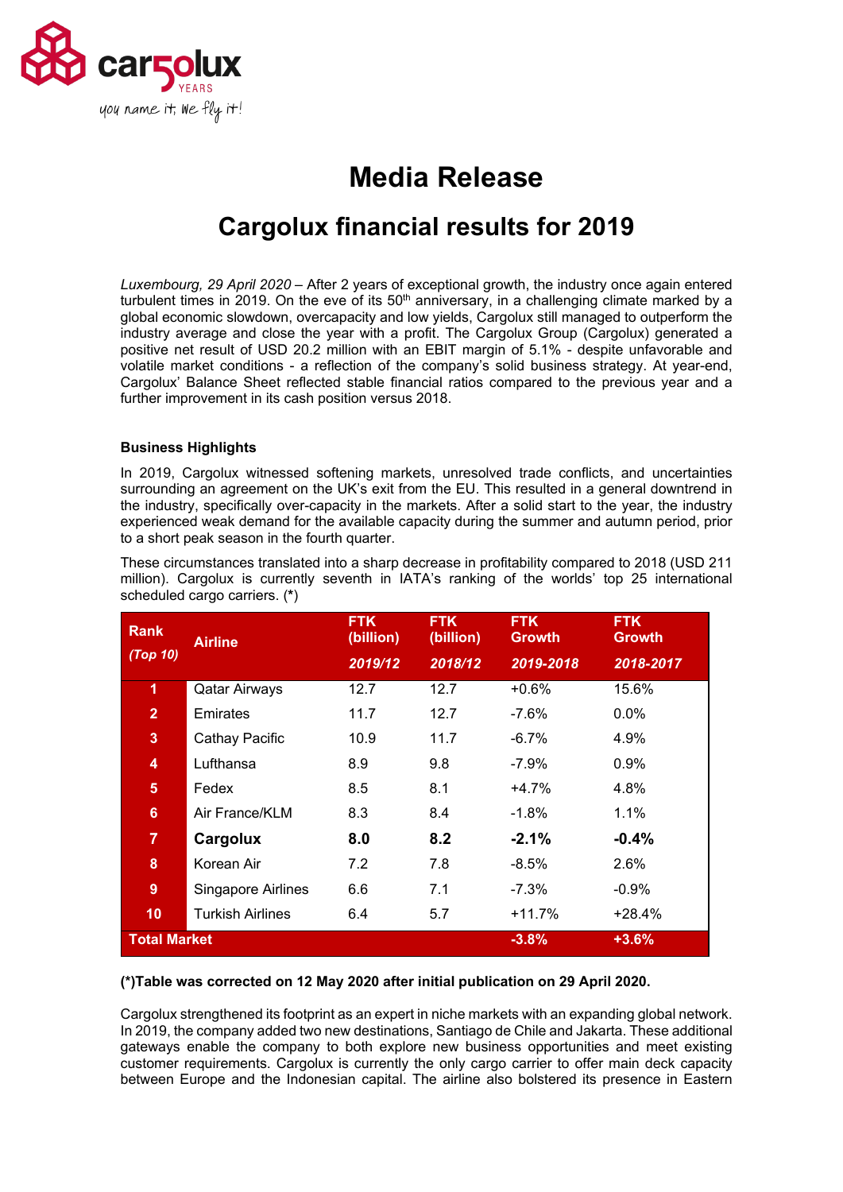# Media Release

## Cargolux financial results for 2019

*Luxembourg, 29 April 2020* – After 2 years of exceptional growth, the industry once again entered turbulent times in 2019. On the eve of its 50th anniversary, in a challenging climate marked by a global economic slowdown, overcapacity and low yields, Cargolux still managed to outperform the industry average and close the year with a profit. The Cargolux Group (Cargolux) generated a positive net result of USD 20.2 million with an EBIT margin of 5.1% - despite unfavorable and volatile market conditions - a reflection of the company's solid business strategy. At year-end, Cargolux' Balance Sheet reflected stable financial ratios compared to the previous year and a further improvement in its cash position versus 2018.

**Business Highlights**

In 2019, Cargolux witnessed softening markets, unresolved trade conflicts, and uncertainties surrounding an agreement on the UK's exit from the EU. This resulted in a general downtrend in the industry, specifically over-capacity in the markets. After a solid start to the year, the industry experienced weak demand for the available capacity during the summer and autumn period, prior to a short peak season in the fourth quarter.

These circumstances translated into a sharp decrease in profitability compared to 2018 (USD 211 million). Cargolux is currently seventh in IATA's ranking of the worlds' top 25 international scheduled cargo carriers. (*)

| Rank *(Top 10)* | Airline | FTK (billion) *2019/12* | FTK (billion) *2018/12* | FTK Growth *2019-2018* | FTK Growth *2018-2017* |
|---|---|---|---|---|---|
| 1 | Qatar Airways | 12.7 | 12.7 | +0.6% | 15.6% |
| 2 | Emirates | 11.7 | 12.7 | -7.6% | 0.0% |
| 3 | Cathay Pacific | 10.9 | 11.7 | -6.7% | 4.9% |
| 4 | Lufthansa | 8.9 | 9.8 | -7.9% | 0.9% |
| 5 | Fedex | 8.5 | 8.1 | +4.7% | 4.8% |
| 6 | Air France/KLM | 8.3 | 8.4 | -1.8% | 1.1% |
| 7 | **Cargolux** | **8.0** | **8.2** | **-2.1%** | **-0.4%** |
| 8 | Korean Air | 7.2 | 7.8 | -8.5% | 2.6% |
| 9 | Singapore Airlines | 6.6 | 7.1 | -7.3% | -0.9% |
| 10 | Turkish Airlines | 6.4 | 5.7 | +11.7% | +28.4% |
| **Total Market** | | | | **-3.8%** | **+3.6%** |

**(*)Table was corrected on 12 May 2020 after initial publication on 29 April 2020.**

Cargolux strengthened its footprint as an expert in niche markets with an expanding global network. In 2019, the company added two new destinations, Santiago de Chile and Jakarta. These additional gateways enable the company to both explore new business opportunities and meet existing customer requirements. Cargolux is currently the only cargo carrier to offer main deck capacity between Europe and the Indonesian capital. The airline also bolstered its presence in Eastern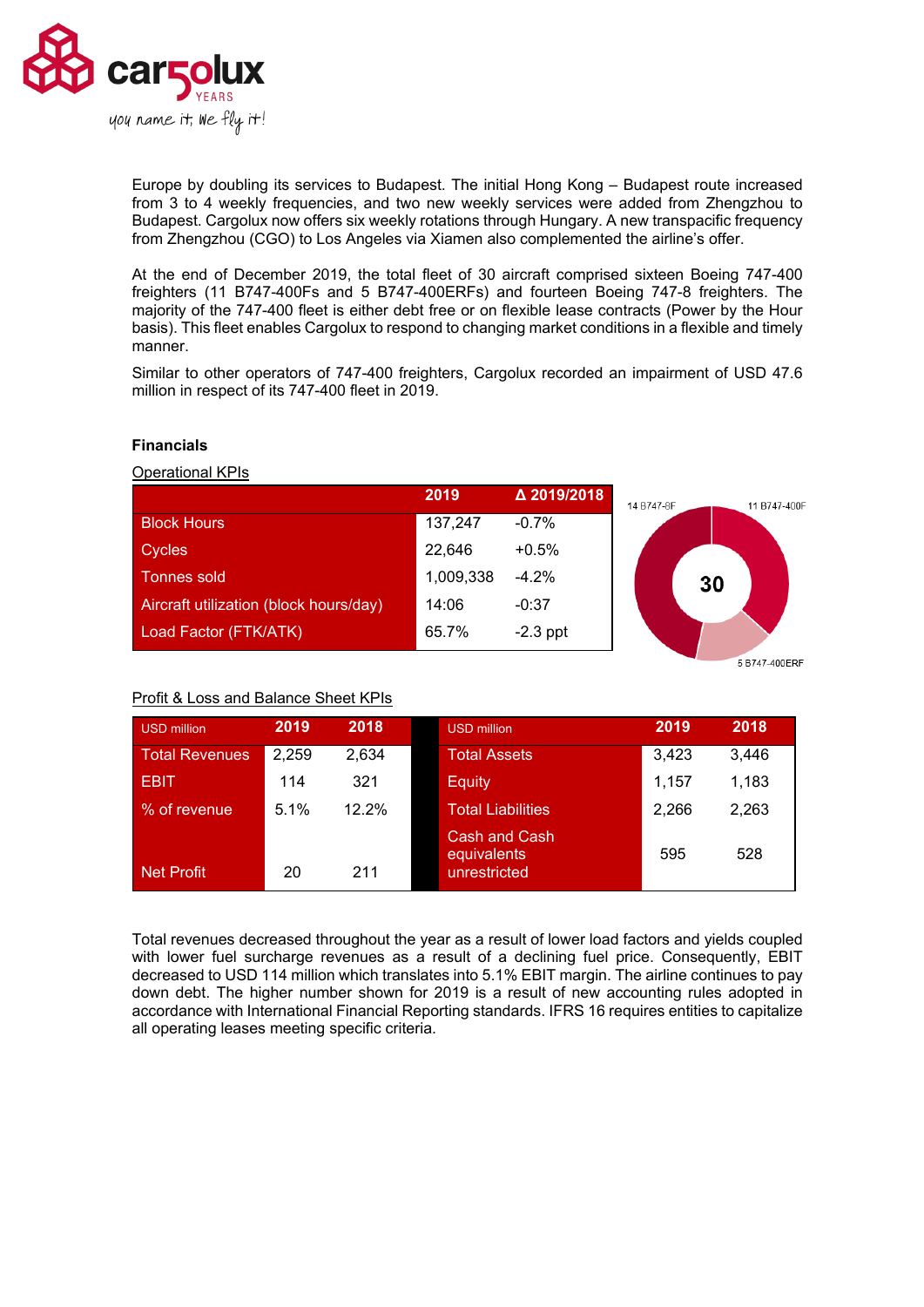Europe by doubling its services to Budapest. The initial Hong Kong – Budapest route increased from 3 to 4 weekly frequencies, and two new weekly services were added from Zhengzhou to Budapest. Cargolux now offers six weekly rotations through Hungary. A new transpacific frequency from Zhengzhou (CGO) to Los Angeles via Xiamen also complemented the airline's offer.

At the end of December 2019, the total fleet of 30 aircraft comprised sixteen Boeing 747-400 freighters (11 B747-400Fs and 5 B747-400ERFs) and fourteen Boeing 747-8 freighters. The majority of the 747-400 fleet is either debt free or on flexible lease contracts (Power by the Hour basis). This fleet enables Cargolux to respond to changing market conditions in a flexible and timely manner.

Similar to other operators of 747-400 freighters, Cargolux recorded an impairment of USD 47.6 million in respect of its 747-400 fleet in 2019.

**Financials**

Operational KPIs

| | 2019 | Δ 2019/2018 |
|---|---|---|
| Block Hours | 137,247 | -0.7% |
| Cycles | 22,646 | +0.5% |
| Tonnes sold | 1,009,338 | -4.2% |
| Aircraft utilization (block hours/day) | 14:06 | -0:37 |
| Load Factor (FTK/ATK) | 65.7% | -2.3 ppt |

14 B747-8F | 11 B747-400F | 5 B747-400ERF | 30

Profit & Loss and Balance Sheet KPIs

| USD million | 2019 | 2018 |
|---|---|---|
| Total Revenues | 2,259 | 2,634 |
| EBIT | 114 | 321 |
| % of revenue | 5.1% | 12.2% |
| Net Profit | 20 | 211 |

| USD million | 2019 | 2018 |
|---|---|---|
| Total Assets | 3,423 | 3,446 |
| Equity | 1,157 | 1,183 |
| Total Liabilities | 2,266 | 2,263 |
| Cash and Cash equivalents unrestricted | 595 | 528 |

Total revenues decreased throughout the year as a result of lower load factors and yields coupled with lower fuel surcharge revenues as a result of a declining fuel price. Consequently, EBIT decreased to USD 114 million which translates into 5.1% EBIT margin. The airline continues to pay down debt. The higher number shown for 2019 is a result of new accounting rules adopted in accordance with International Financial Reporting standards. IFRS 16 requires entities to capitalize all operating leases meeting specific criteria.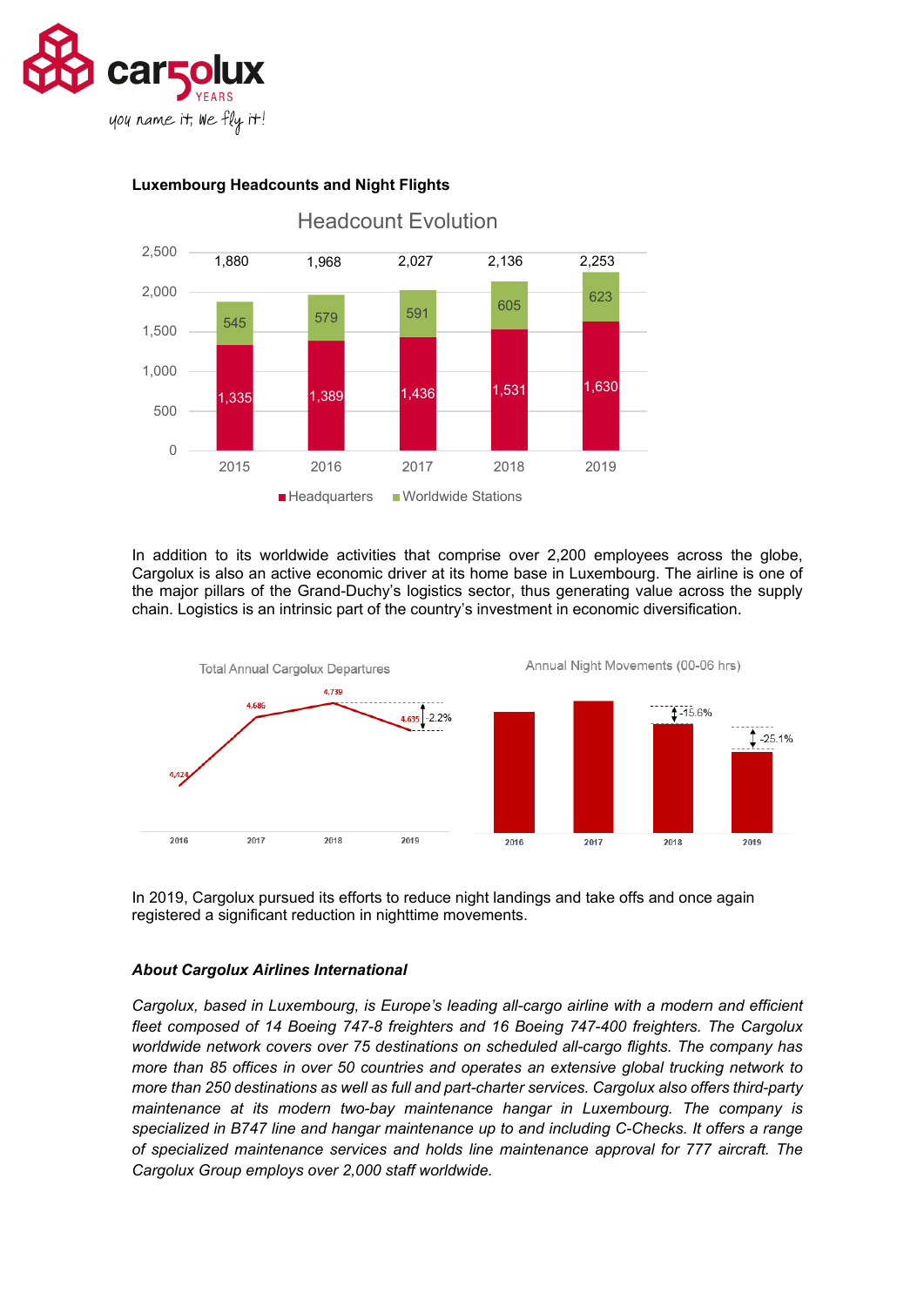**Luxembourg Headcounts and Night Flights**

Headcount Evolution

| Year | Headquarters | Worldwide Stations | Total |
|---|---|---|---|
| 2015 | 1,335 | 545 | 1,880 |
| 2016 | 1,389 | 579 | 1,968 |
| 2017 | 1,436 | 591 | 2,027 |
| 2018 | 1,531 | 605 | 2,136 |
| 2019 | 1,630 | 623 | 2,253 |

In addition to its worldwide activities that comprise over 2,200 employees across the globe, Cargolux is also an active economic driver at its home base in Luxembourg. The airline is one of the major pillars of the Grand-Duchy's logistics sector, thus generating value across the supply chain. Logistics is an intrinsic part of the country's investment in economic diversification.

Total Annual Cargolux Departures

| 2016 | 2017 | 2018 | 2019 |
|---|---|---|---|
| 4,424 | 4,686 | 4,739 | 4,635 (-2.2%) |

Annual Night Movements (00-06 hrs)

| 2016 | 2017 | 2018 | 2019 |
|---|---|---|---|
| | | -15.6% | -25.1% |

In 2019, Cargolux pursued its efforts to reduce night landings and take offs and once again registered a significant reduction in nighttime movements.

***About Cargolux Airlines International***

*Cargolux, based in Luxembourg, is Europe's leading all-cargo airline with a modern and efficient fleet composed of 14 Boeing 747-8 freighters and 16 Boeing 747-400 freighters. The Cargolux worldwide network covers over 75 destinations on scheduled all-cargo flights. The company has more than 85 offices in over 50 countries and operates an extensive global trucking network to more than 250 destinations as well as full and part-charter services. Cargolux also offers third-party maintenance at its modern two-bay maintenance hangar in Luxembourg. The company is specialized in B747 line and hangar maintenance up to and including C-Checks. It offers a range of specialized maintenance services and holds line maintenance approval for 777 aircraft. The Cargolux Group employs over 2,000 staff worldwide.*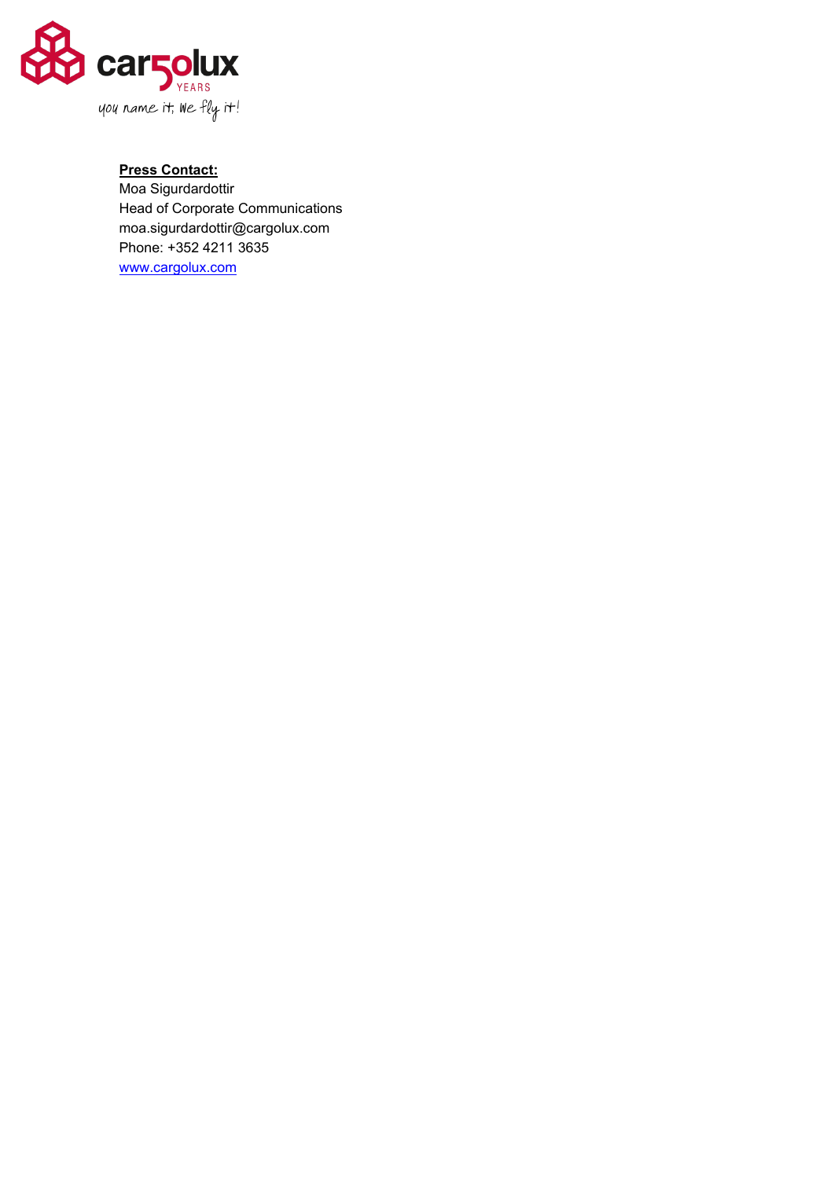**Press Contact:**
Moa Sigurdardottir
Head of Corporate Communications
moa.sigurdardottir@cargolux.com
Phone: +352 4211 3635
[www.cargolux.com](http://www.cargolux.com)